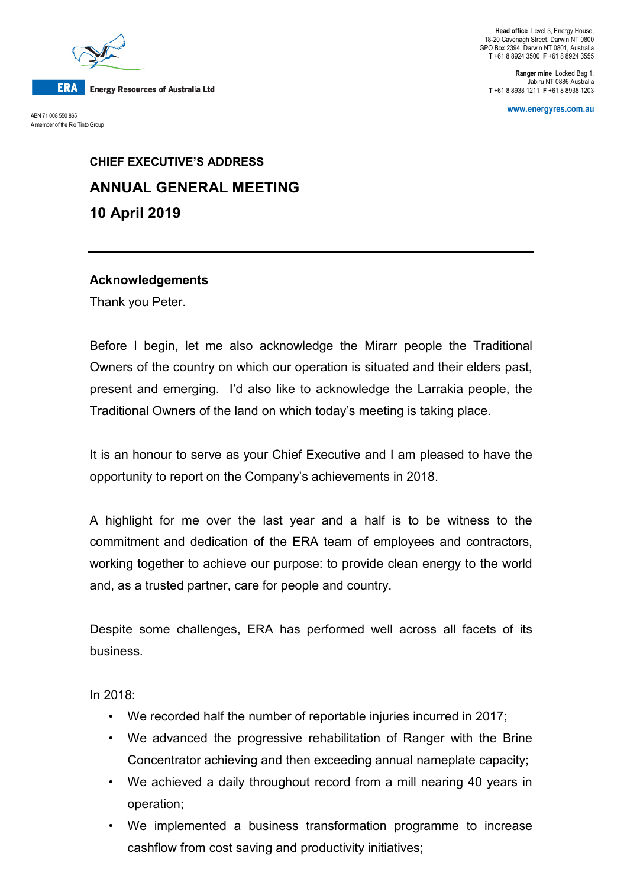Energy Resources of Australia Ltd

ABN 71 008 550 865
A member of the Rio Tinto Group

**Head office** Level 3, Energy House, 18-20 Cavenagh Street, Darwin NT 0800
GPO Box 2394, Darwin NT 0801, Australia
**T** +61 8 8924 3500 **F** +61 8 8924 3555

**Ranger mine** Locked Bag 1, Jabiru NT 0886 Australia
**T** +61 8 8938 1211 **F** +61 8 8938 1203

www.energyres.com.au

# CHIEF EXECUTIVE'S ADDRESS

# ANNUAL GENERAL MEETING

# 10 April 2019

---

## Acknowledgements

Thank you Peter.

Before I begin, let me also acknowledge the Mirarr people the Traditional Owners of the country on which our operation is situated and their elders past, present and emerging. I'd also like to acknowledge the Larrakia people, the Traditional Owners of the land on which today's meeting is taking place.

It is an honour to serve as your Chief Executive and I am pleased to have the opportunity to report on the Company's achievements in 2018.

A highlight for me over the last year and a half is to be witness to the commitment and dedication of the ERA team of employees and contractors, working together to achieve our purpose: to provide clean energy to the world and, as a trusted partner, care for people and country.

Despite some challenges, ERA has performed well across all facets of its business.

In 2018:

- We recorded half the number of reportable injuries incurred in 2017;
- We advanced the progressive rehabilitation of Ranger with the Brine Concentrator achieving and then exceeding annual nameplate capacity;
- We achieved a daily throughout record from a mill nearing 40 years in operation;
- We implemented a business transformation programme to increase cashflow from cost saving and productivity initiatives;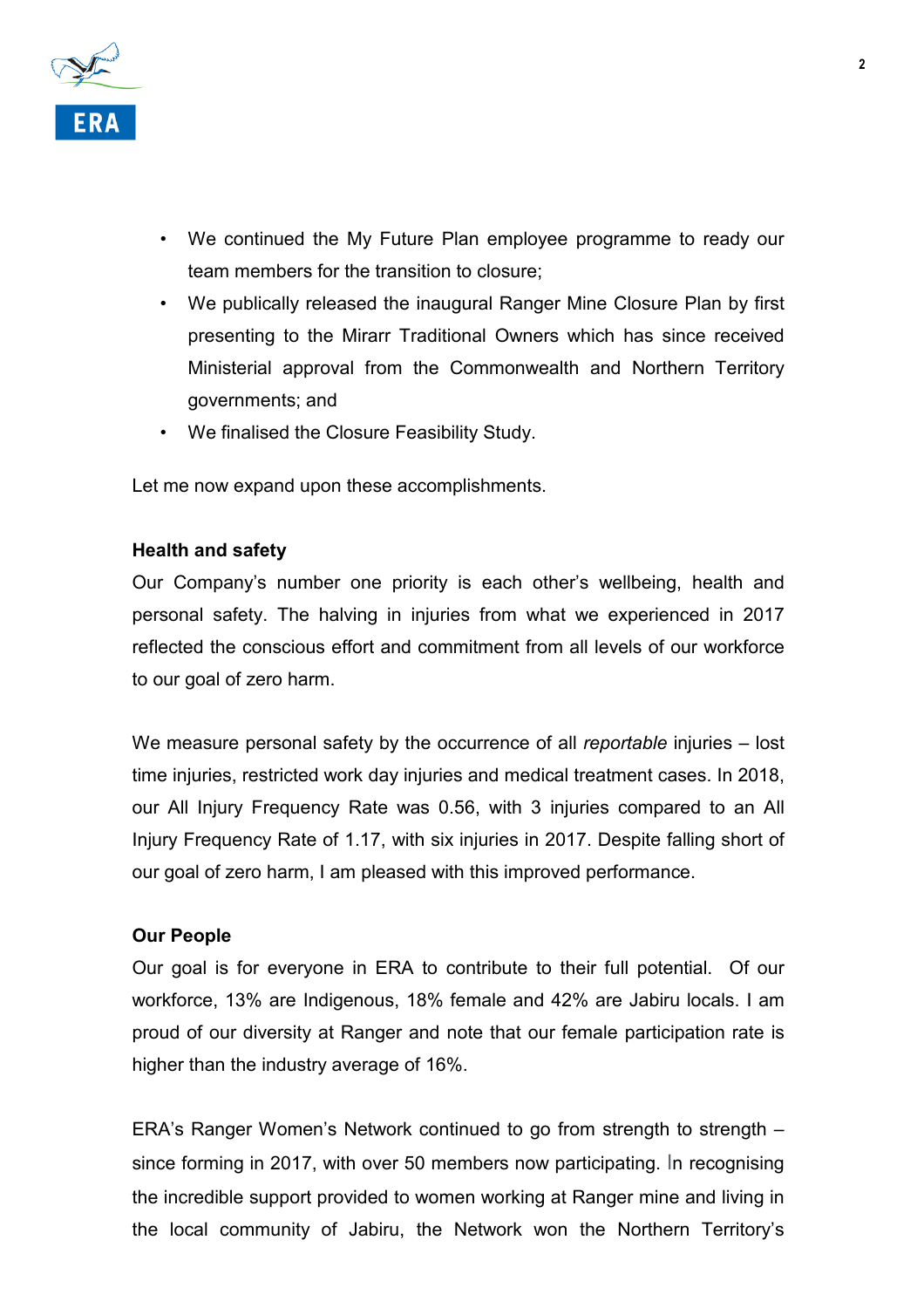- We continued the My Future Plan employee programme to ready our team members for the transition to closure;
- We publically released the inaugural Ranger Mine Closure Plan by first presenting to the Mirarr Traditional Owners which has since received Ministerial approval from the Commonwealth and Northern Territory governments; and
- We finalised the Closure Feasibility Study.

Let me now expand upon these accomplishments.

**Health and safety**

Our Company's number one priority is each other's wellbeing, health and personal safety. The halving in injuries from what we experienced in 2017 reflected the conscious effort and commitment from all levels of our workforce to our goal of zero harm.

We measure personal safety by the occurrence of all *reportable* injuries – lost time injuries, restricted work day injuries and medical treatment cases. In 2018, our All Injury Frequency Rate was 0.56, with 3 injuries compared to an All Injury Frequency Rate of 1.17, with six injuries in 2017. Despite falling short of our goal of zero harm, I am pleased with this improved performance.

**Our People**

Our goal is for everyone in ERA to contribute to their full potential. Of our workforce, 13% are Indigenous, 18% female and 42% are Jabiru locals. I am proud of our diversity at Ranger and note that our female participation rate is higher than the industry average of 16%.

ERA's Ranger Women's Network continued to go from strength to strength – since forming in 2017, with over 50 members now participating. In recognising the incredible support provided to women working at Ranger mine and living in the local community of Jabiru, the Network won the Northern Territory's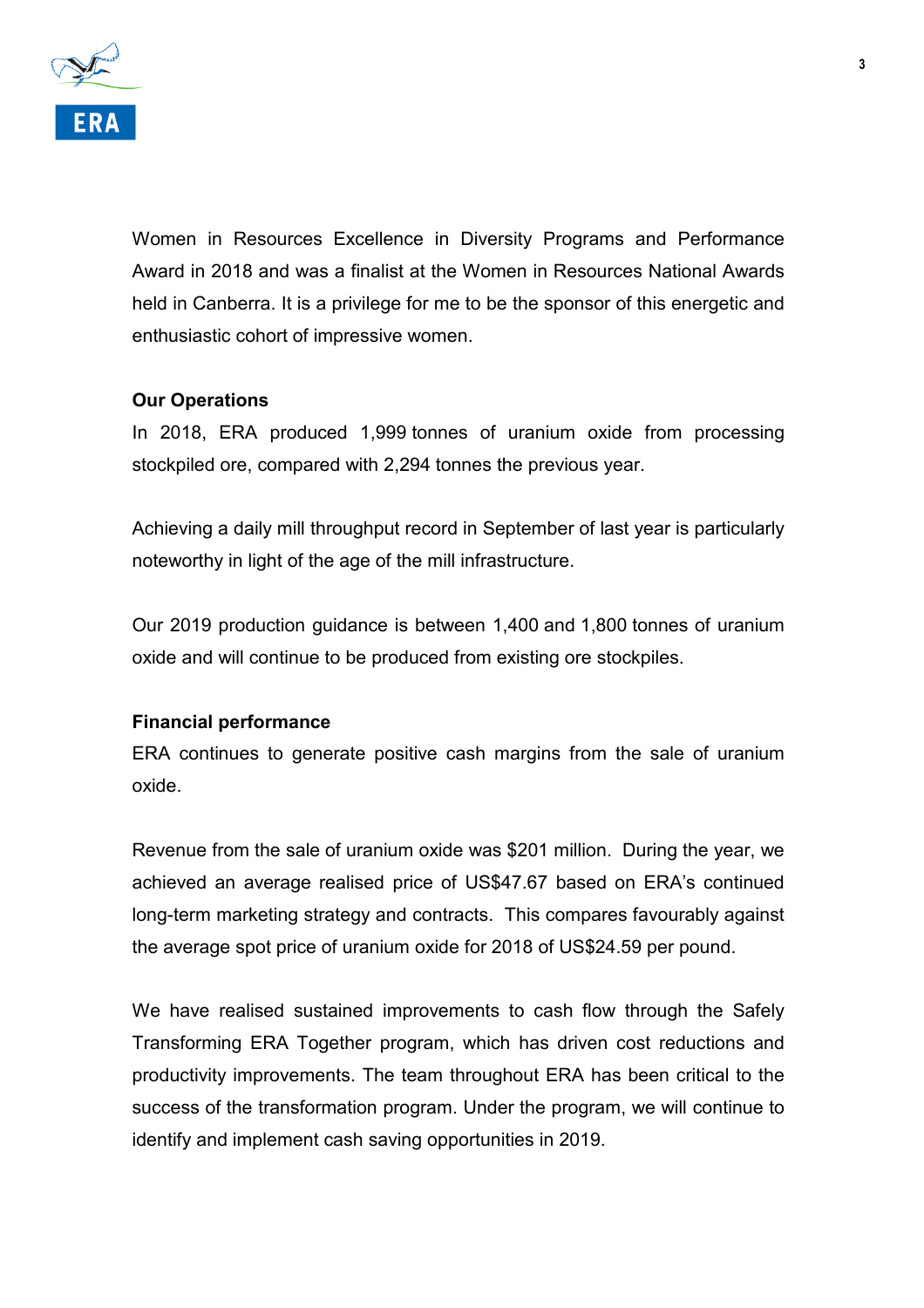Women in Resources Excellence in Diversity Programs and Performance Award in 2018 and was a finalist at the Women in Resources National Awards held in Canberra. It is a privilege for me to be the sponsor of this energetic and enthusiastic cohort of impressive women.

**Our Operations**

In 2018, ERA produced 1,999 tonnes of uranium oxide from processing stockpiled ore, compared with 2,294 tonnes the previous year.

Achieving a daily mill throughput record in September of last year is particularly noteworthy in light of the age of the mill infrastructure.

Our 2019 production guidance is between 1,400 and 1,800 tonnes of uranium oxide and will continue to be produced from existing ore stockpiles.

**Financial performance**

ERA continues to generate positive cash margins from the sale of uranium oxide.

Revenue from the sale of uranium oxide was $201 million. During the year, we achieved an average realised price of US$47.67 based on ERA's continued long-term marketing strategy and contracts. This compares favourably against the average spot price of uranium oxide for 2018 of US$24.59 per pound.

We have realised sustained improvements to cash flow through the Safely Transforming ERA Together program, which has driven cost reductions and productivity improvements. The team throughout ERA has been critical to the success of the transformation program. Under the program, we will continue to identify and implement cash saving opportunities in 2019.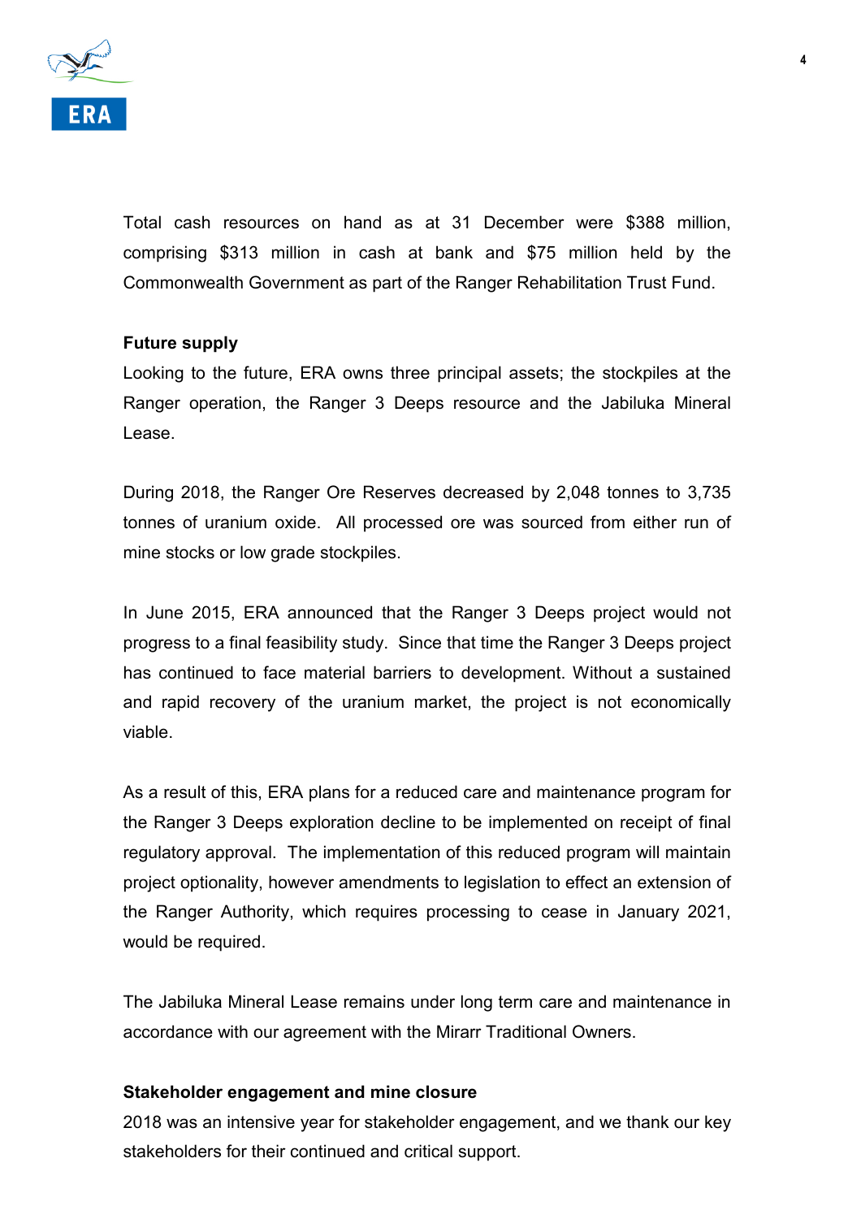Total cash resources on hand as at 31 December were $388 million, comprising $313 million in cash at bank and $75 million held by the Commonwealth Government as part of the Ranger Rehabilitation Trust Fund.

**Future supply**

Looking to the future, ERA owns three principal assets; the stockpiles at the Ranger operation, the Ranger 3 Deeps resource and the Jabiluka Mineral Lease.

During 2018, the Ranger Ore Reserves decreased by 2,048 tonnes to 3,735 tonnes of uranium oxide. All processed ore was sourced from either run of mine stocks or low grade stockpiles.

In June 2015, ERA announced that the Ranger 3 Deeps project would not progress to a final feasibility study. Since that time the Ranger 3 Deeps project has continued to face material barriers to development. Without a sustained and rapid recovery of the uranium market, the project is not economically viable.

As a result of this, ERA plans for a reduced care and maintenance program for the Ranger 3 Deeps exploration decline to be implemented on receipt of final regulatory approval. The implementation of this reduced program will maintain project optionality, however amendments to legislation to effect an extension of the Ranger Authority, which requires processing to cease in January 2021, would be required.

The Jabiluka Mineral Lease remains under long term care and maintenance in accordance with our agreement with the Mirarr Traditional Owners.

**Stakeholder engagement and mine closure**

2018 was an intensive year for stakeholder engagement, and we thank our key stakeholders for their continued and critical support.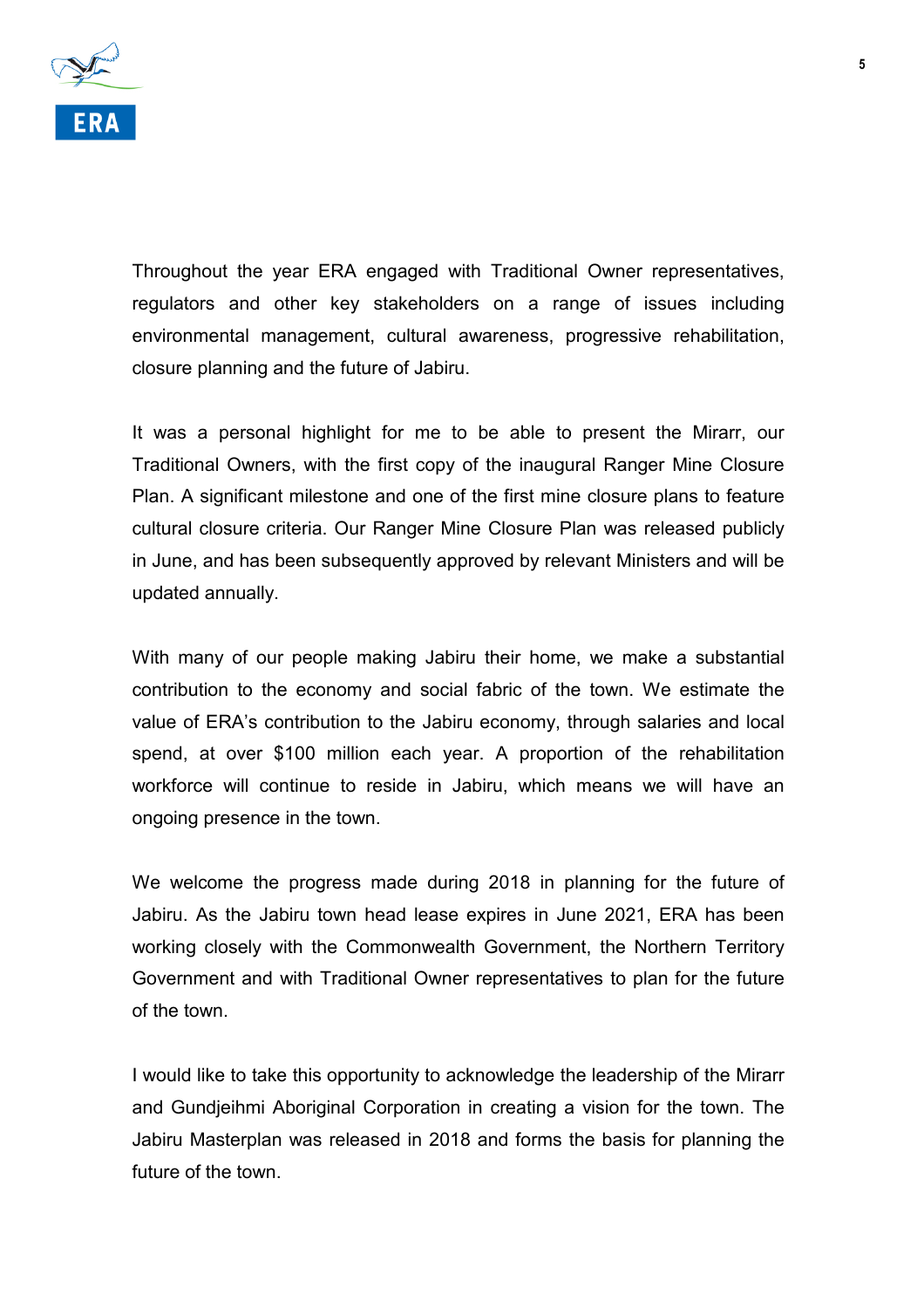Throughout the year ERA engaged with Traditional Owner representatives, regulators and other key stakeholders on a range of issues including environmental management, cultural awareness, progressive rehabilitation, closure planning and the future of Jabiru.

It was a personal highlight for me to be able to present the Mirarr, our Traditional Owners, with the first copy of the inaugural Ranger Mine Closure Plan. A significant milestone and one of the first mine closure plans to feature cultural closure criteria. Our Ranger Mine Closure Plan was released publicly in June, and has been subsequently approved by relevant Ministers and will be updated annually.

With many of our people making Jabiru their home, we make a substantial contribution to the economy and social fabric of the town. We estimate the value of ERA's contribution to the Jabiru economy, through salaries and local spend, at over $100 million each year. A proportion of the rehabilitation workforce will continue to reside in Jabiru, which means we will have an ongoing presence in the town.

We welcome the progress made during 2018 in planning for the future of Jabiru. As the Jabiru town head lease expires in June 2021, ERA has been working closely with the Commonwealth Government, the Northern Territory Government and with Traditional Owner representatives to plan for the future of the town.

I would like to take this opportunity to acknowledge the leadership of the Mirarr and Gundjeihmi Aboriginal Corporation in creating a vision for the town. The Jabiru Masterplan was released in 2018 and forms the basis for planning the future of the town.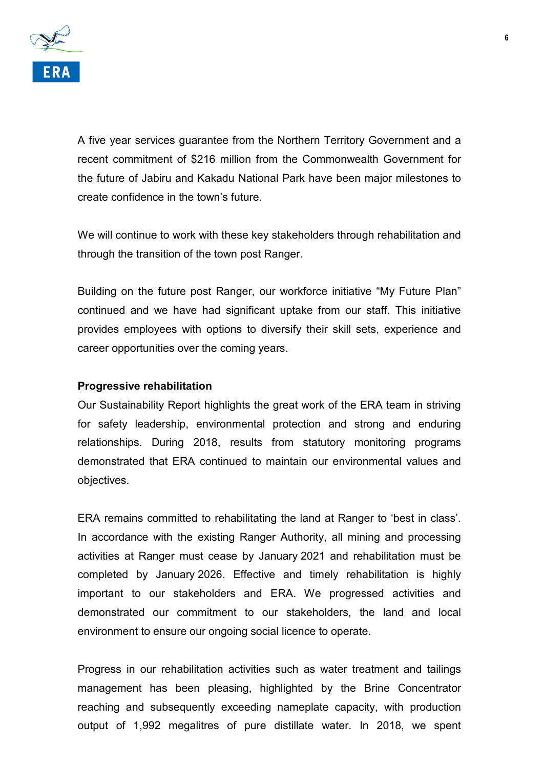A five year services guarantee from the Northern Territory Government and a recent commitment of $216 million from the Commonwealth Government for the future of Jabiru and Kakadu National Park have been major milestones to create confidence in the town's future.

We will continue to work with these key stakeholders through rehabilitation and through the transition of the town post Ranger.

Building on the future post Ranger, our workforce initiative "My Future Plan" continued and we have had significant uptake from our staff. This initiative provides employees with options to diversify their skill sets, experience and career opportunities over the coming years.

**Progressive rehabilitation**

Our Sustainability Report highlights the great work of the ERA team in striving for safety leadership, environmental protection and strong and enduring relationships. During 2018, results from statutory monitoring programs demonstrated that ERA continued to maintain our environmental values and objectives.

ERA remains committed to rehabilitating the land at Ranger to 'best in class'. In accordance with the existing Ranger Authority, all mining and processing activities at Ranger must cease by January 2021 and rehabilitation must be completed by January 2026. Effective and timely rehabilitation is highly important to our stakeholders and ERA. We progressed activities and demonstrated our commitment to our stakeholders, the land and local environment to ensure our ongoing social licence to operate.

Progress in our rehabilitation activities such as water treatment and tailings management has been pleasing, highlighted by the Brine Concentrator reaching and subsequently exceeding nameplate capacity, with production output of 1,992 megalitres of pure distillate water. In 2018, we spent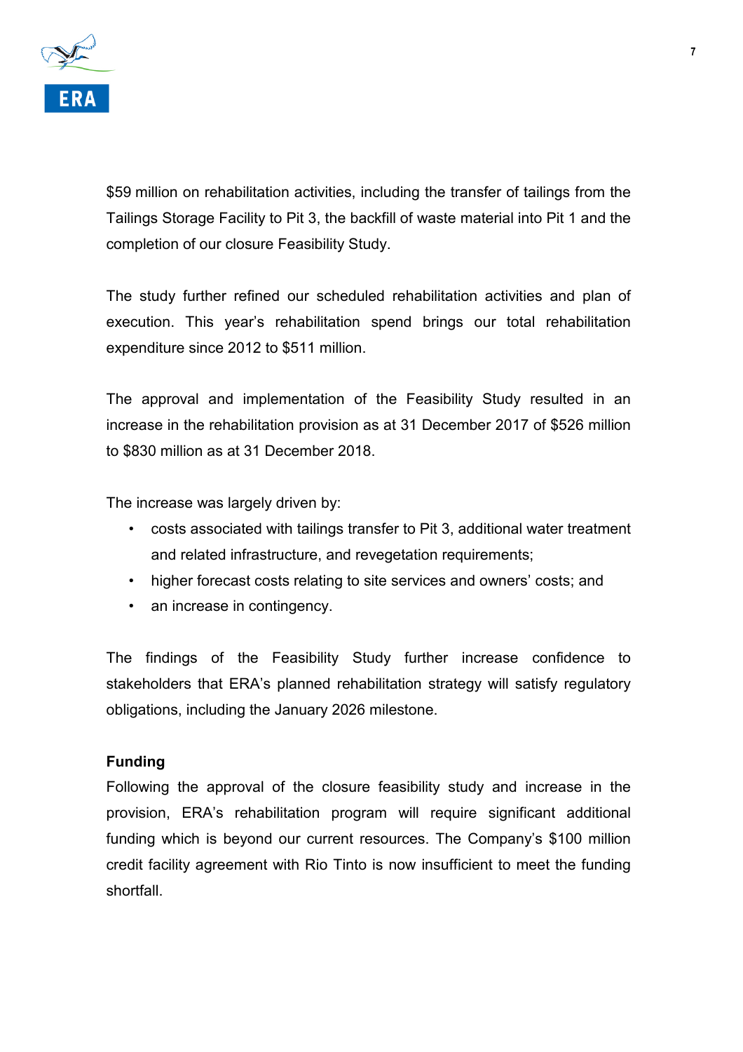$59 million on rehabilitation activities, including the transfer of tailings from the Tailings Storage Facility to Pit 3, the backfill of waste material into Pit 1 and the completion of our closure Feasibility Study.

The study further refined our scheduled rehabilitation activities and plan of execution. This year's rehabilitation spend brings our total rehabilitation expenditure since 2012 to $511 million.

The approval and implementation of the Feasibility Study resulted in an increase in the rehabilitation provision as at 31 December 2017 of $526 million to $830 million as at 31 December 2018.

The increase was largely driven by:

- costs associated with tailings transfer to Pit 3, additional water treatment and related infrastructure, and revegetation requirements;
- higher forecast costs relating to site services and owners' costs; and
- an increase in contingency.

The findings of the Feasibility Study further increase confidence to stakeholders that ERA's planned rehabilitation strategy will satisfy regulatory obligations, including the January 2026 milestone.

**Funding**

Following the approval of the closure feasibility study and increase in the provision, ERA's rehabilitation program will require significant additional funding which is beyond our current resources. The Company's $100 million credit facility agreement with Rio Tinto is now insufficient to meet the funding shortfall.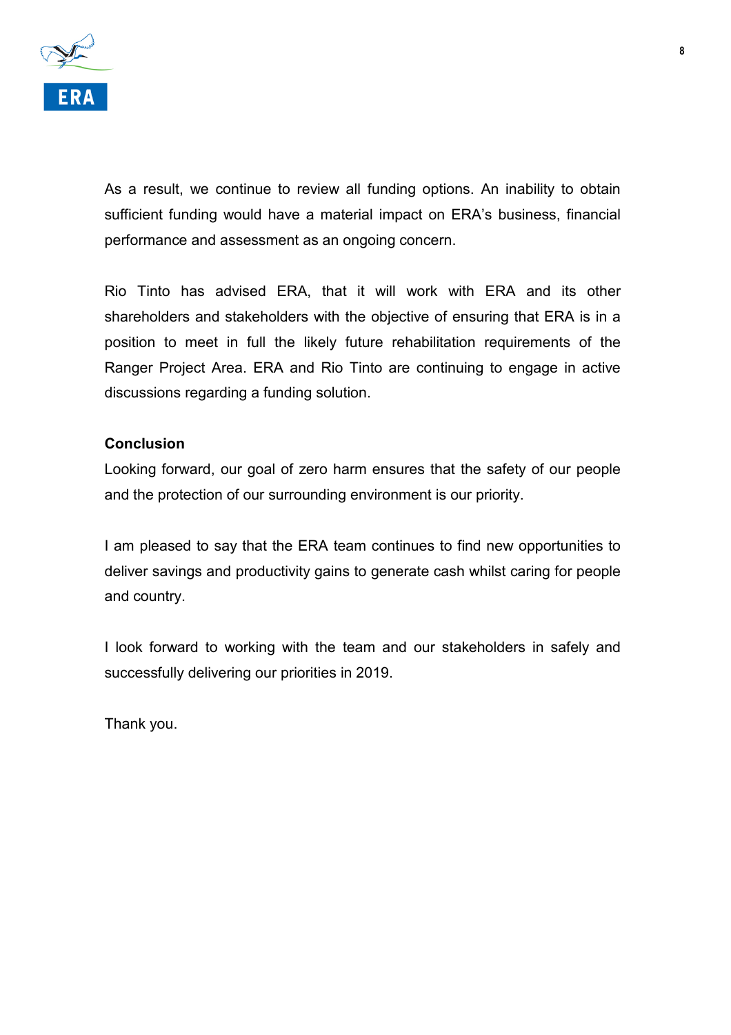As a result, we continue to review all funding options. An inability to obtain sufficient funding would have a material impact on ERA's business, financial performance and assessment as an ongoing concern.

Rio Tinto has advised ERA, that it will work with ERA and its other shareholders and stakeholders with the objective of ensuring that ERA is in a position to meet in full the likely future rehabilitation requirements of the Ranger Project Area. ERA and Rio Tinto are continuing to engage in active discussions regarding a funding solution.

**Conclusion**

Looking forward, our goal of zero harm ensures that the safety of our people and the protection of our surrounding environment is our priority.

I am pleased to say that the ERA team continues to find new opportunities to deliver savings and productivity gains to generate cash whilst caring for people and country.

I look forward to working with the team and our stakeholders in safely and successfully delivering our priorities in 2019.

Thank you.